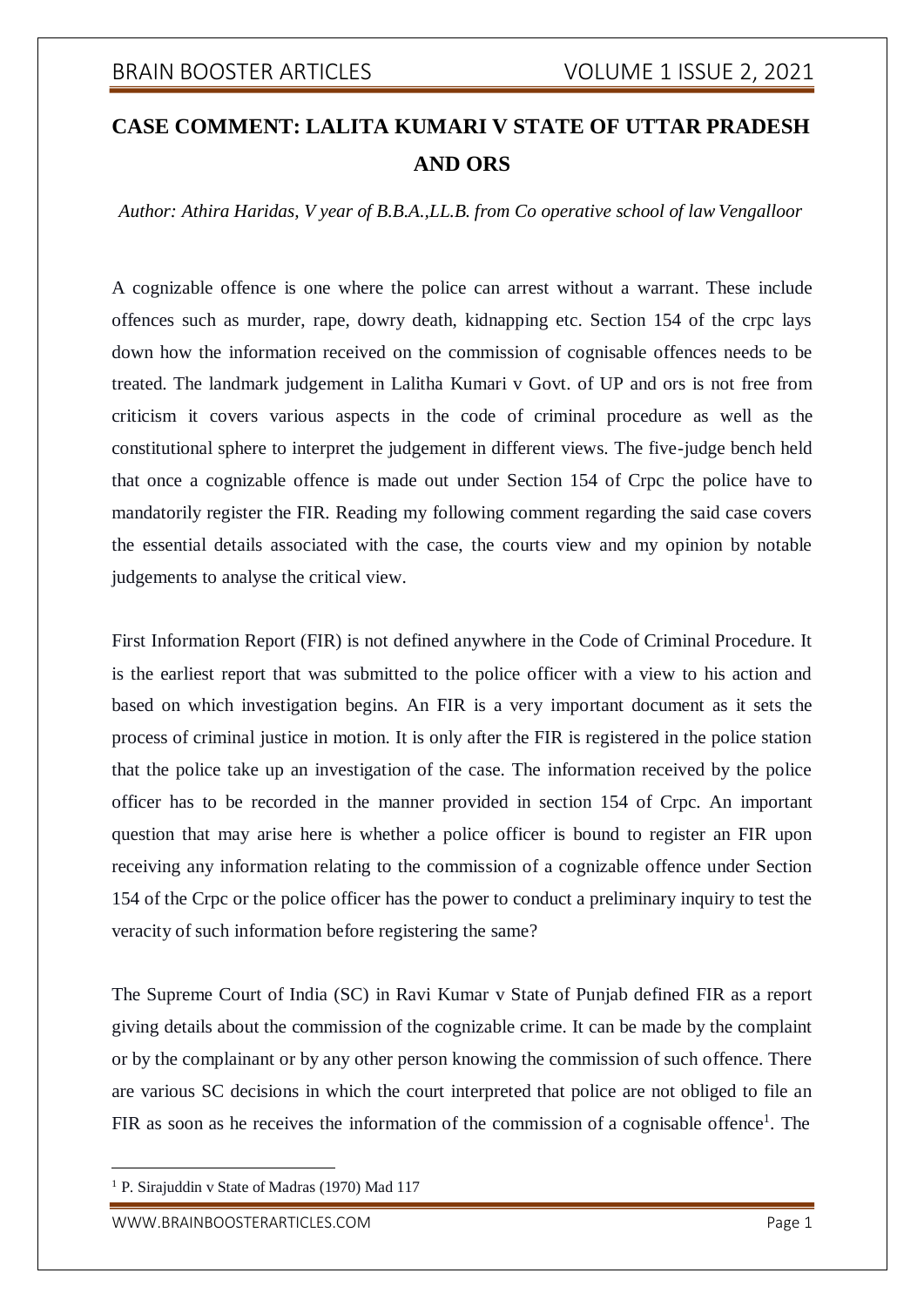# CASE COMMENT: LALITA KUMARI V STATE OF UTTAR PRADESH AND ORS

*Author: Athira Haridas, V year of B.B.A.,LL.B. from Co operative school of law Vengalloor*

A cognizable offence is one where the police can arrest without a warrant. These include offences such as murder, rape, dowry death, kidnapping etc. Section 154 of the crpc lays down how the information received on the commission of cognisable offences needs to be treated. The landmark judgement in Lalitha Kumari v Govt. of UP and ors is not free from criticism it covers various aspects in the code of criminal procedure as well as the constitutional sphere to interpret the judgement in different views. The five-judge bench held that once a cognizable offence is made out under Section 154 of Crpc the police have to mandatorily register the FIR. Reading my following comment regarding the said case covers the essential details associated with the case, the courts view and my opinion by notable judgements to analyse the critical view.

First Information Report (FIR) is not defined anywhere in the Code of Criminal Procedure. It is the earliest report that was submitted to the police officer with a view to his action and based on which investigation begins. An FIR is a very important document as it sets the process of criminal justice in motion. It is only after the FIR is registered in the police station that the police take up an investigation of the case. The information received by the police officer has to be recorded in the manner provided in section 154 of Crpc. An important question that may arise here is whether a police officer is bound to register an FIR upon receiving any information relating to the commission of a cognizable offence under Section 154 of the Crpc or the police officer has the power to conduct a preliminary inquiry to test the veracity of such information before registering the same?

The Supreme Court of India (SC) in Ravi Kumar v State of Punjab defined FIR as a report giving details about the commission of the cognizable crime. It can be made by the complaint or by the complainant or by any other person knowing the commission of such offence. There are various SC decisions in which the court interpreted that police are not obliged to file an FIR as soon as he receives the information of the commission of a cognisable offence[1]. The

[1] P. Sirajuddin v State of Madras (1970) Mad 117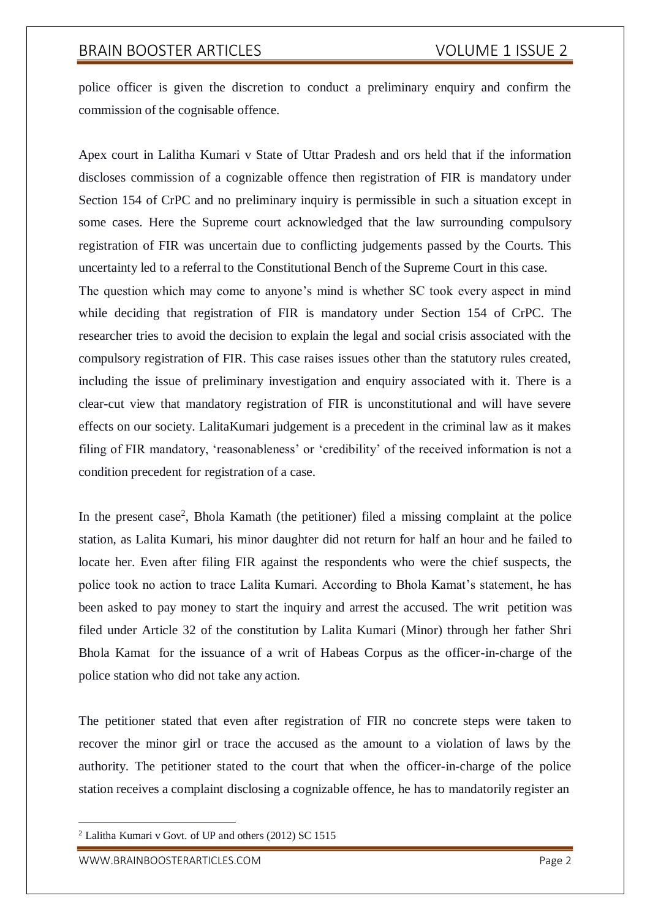police officer is given the discretion to conduct a preliminary enquiry and confirm the commission of the cognisable offence.

Apex court in Lalitha Kumari v State of Uttar Pradesh and ors held that if the information discloses commission of a cognizable offence then registration of FIR is mandatory under Section 154 of CrPC and no preliminary inquiry is permissible in such a situation except in some cases. Here the Supreme court acknowledged that the law surrounding compulsory registration of FIR was uncertain due to conflicting judgements passed by the Courts. This uncertainty led to a referral to the Constitutional Bench of the Supreme Court in this case.
The question which may come to anyone's mind is whether SC took every aspect in mind while deciding that registration of FIR is mandatory under Section 154 of CrPC. The researcher tries to avoid the decision to explain the legal and social crisis associated with the compulsory registration of FIR. This case raises issues other than the statutory rules created, including the issue of preliminary investigation and enquiry associated with it. There is a clear-cut view that mandatory registration of FIR is unconstitutional and will have severe effects on our society. LalitaKumari judgement is a precedent in the criminal law as it makes filing of FIR mandatory, 'reasonableness' or 'credibility' of the received information is not a condition precedent for registration of a case.

In the present case[2], Bhola Kamath (the petitioner) filed a missing complaint at the police station, as Lalita Kumari, his minor daughter did not return for half an hour and he failed to locate her. Even after filing FIR against the respondents who were the chief suspects, the police took no action to trace Lalita Kumari. According to Bhola Kamat's statement, he has been asked to pay money to start the inquiry and arrest the accused. The writ petition was filed under Article 32 of the constitution by Lalita Kumari (Minor) through her father Shri Bhola Kamat for the issuance of a writ of Habeas Corpus as the officer-in-charge of the police station who did not take any action.

The petitioner stated that even after registration of FIR no concrete steps were taken to recover the minor girl or trace the accused as the amount to a violation of laws by the authority. The petitioner stated to the court that when the officer-in-charge of the police station receives a complaint disclosing a cognizable offence, he has to mandatorily register an

---

[2] Lalitha Kumari v Govt. of UP and others (2012) SC 1515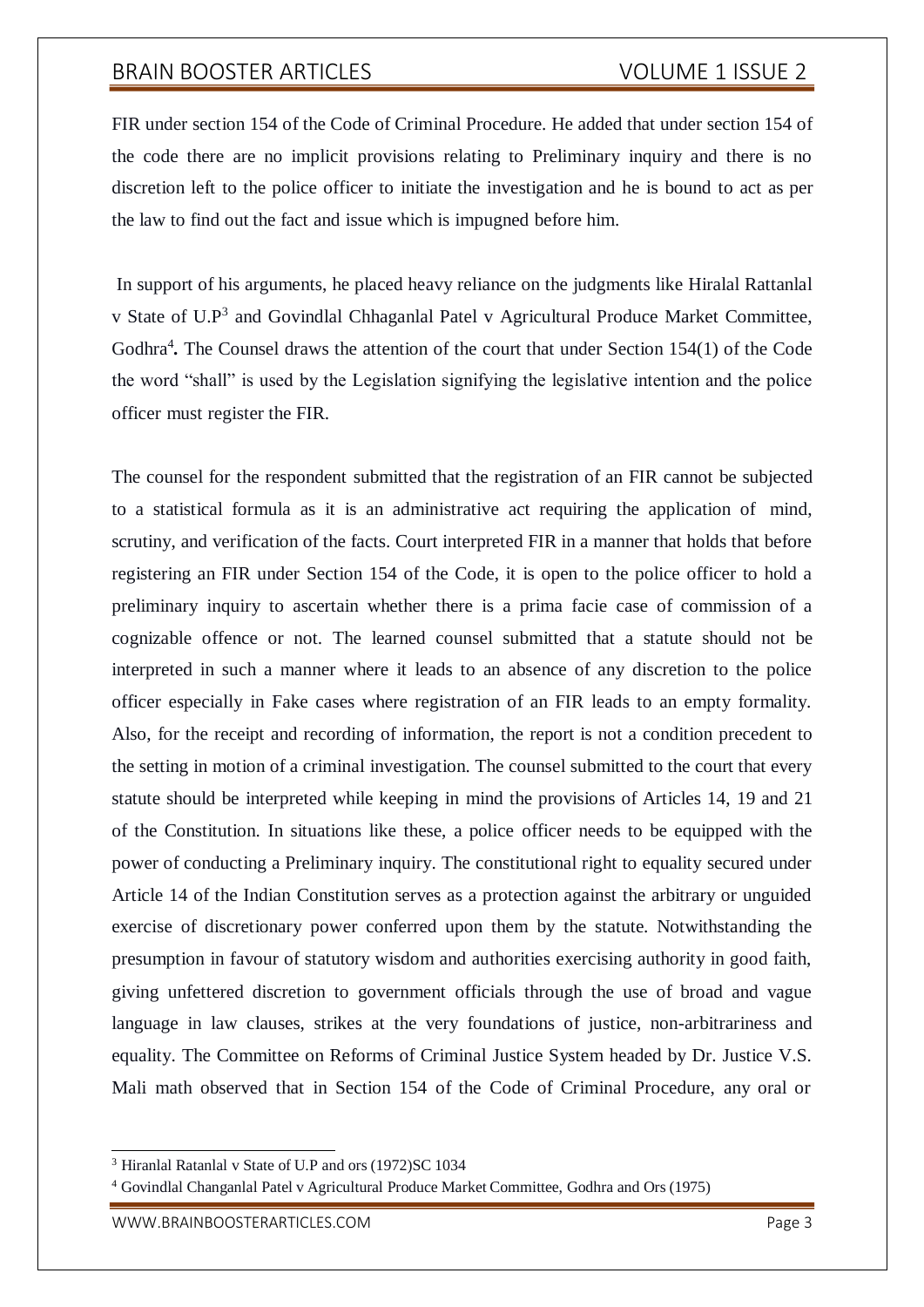FIR under section 154 of the Code of Criminal Procedure. He added that under section 154 of the code there are no implicit provisions relating to Preliminary inquiry and there is no discretion left to the police officer to initiate the investigation and he is bound to act as per the law to find out the fact and issue which is impugned before him.

In support of his arguments, he placed heavy reliance on the judgments like Hiralal Rattanlal v State of U.P[3] and Govindlal Chhaganlal Patel v Agricultural Produce Market Committee, Godhra[4]**.** The Counsel draws the attention of the court that under Section 154(1) of the Code the word "shall" is used by the Legislation signifying the legislative intention and the police officer must register the FIR.

The counsel for the respondent submitted that the registration of an FIR cannot be subjected to a statistical formula as it is an administrative act requiring the application of mind, scrutiny, and verification of the facts. Court interpreted FIR in a manner that holds that before registering an FIR under Section 154 of the Code, it is open to the police officer to hold a preliminary inquiry to ascertain whether there is a prima facie case of commission of a cognizable offence or not. The learned counsel submitted that a statute should not be interpreted in such a manner where it leads to an absence of any discretion to the police officer especially in Fake cases where registration of an FIR leads to an empty formality. Also, for the receipt and recording of information, the report is not a condition precedent to the setting in motion of a criminal investigation. The counsel submitted to the court that every statute should be interpreted while keeping in mind the provisions of Articles 14, 19 and 21 of the Constitution. In situations like these, a police officer needs to be equipped with the power of conducting a Preliminary inquiry. The constitutional right to equality secured under Article 14 of the Indian Constitution serves as a protection against the arbitrary or unguided exercise of discretionary power conferred upon them by the statute. Notwithstanding the presumption in favour of statutory wisdom and authorities exercising authority in good faith, giving unfettered discretion to government officials through the use of broad and vague language in law clauses, strikes at the very foundations of justice, non-arbitrariness and equality. The Committee on Reforms of Criminal Justice System headed by Dr. Justice V.S. Mali math observed that in Section 154 of the Code of Criminal Procedure, any oral or

---

[3] Hiranlal Ratanlal v State of U.P and ors (1972)SC 1034

[4] Govindlal Changanlal Patel v Agricultural Produce Market Committee, Godhra and Ors (1975)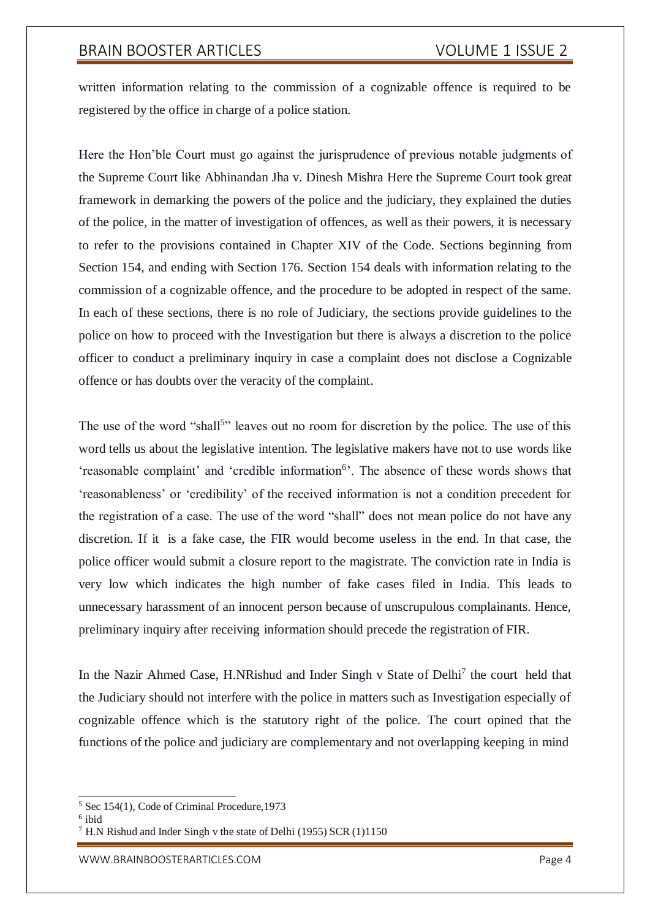written information relating to the commission of a cognizable offence is required to be registered by the office in charge of a police station.

Here the Hon'ble Court must go against the jurisprudence of previous notable judgments of the Supreme Court like Abhinandan Jha v. Dinesh Mishra Here the Supreme Court took great framework in demarking the powers of the police and the judiciary, they explained the duties of the police, in the matter of investigation of offences, as well as their powers, it is necessary to refer to the provisions contained in Chapter XIV of the Code. Sections beginning from Section 154, and ending with Section 176. Section 154 deals with information relating to the commission of a cognizable offence, and the procedure to be adopted in respect of the same. In each of these sections, there is no role of Judiciary, the sections provide guidelines to the police on how to proceed with the Investigation but there is always a discretion to the police officer to conduct a preliminary inquiry in case a complaint does not disclose a Cognizable offence or has doubts over the veracity of the complaint.

The use of the word "shall[5]" leaves out no room for discretion by the police. The use of this word tells us about the legislative intention. The legislative makers have not to use words like 'reasonable complaint' and 'credible information[6]'. The absence of these words shows that 'reasonableness' or 'credibility' of the received information is not a condition precedent for the registration of a case. The use of the word "shall" does not mean police do not have any discretion. If it is a fake case, the FIR would become useless in the end. In that case, the police officer would submit a closure report to the magistrate. The conviction rate in India is very low which indicates the high number of fake cases filed in India. This leads to unnecessary harassment of an innocent person because of unscrupulous complainants. Hence, preliminary inquiry after receiving information should precede the registration of FIR.

In the Nazir Ahmed Case, H.NRishud and Inder Singh v State of Delhi[7] the court held that the Judiciary should not interfere with the police in matters such as Investigation especially of cognizable offence which is the statutory right of the police. The court opined that the functions of the police and judiciary are complementary and not overlapping keeping in mind

---

[5] Sec 154(1), Code of Criminal Procedure,1973

[6] ibid

[7] H.N Rishud and Inder Singh v the state of Delhi (1955) SCR (1)1150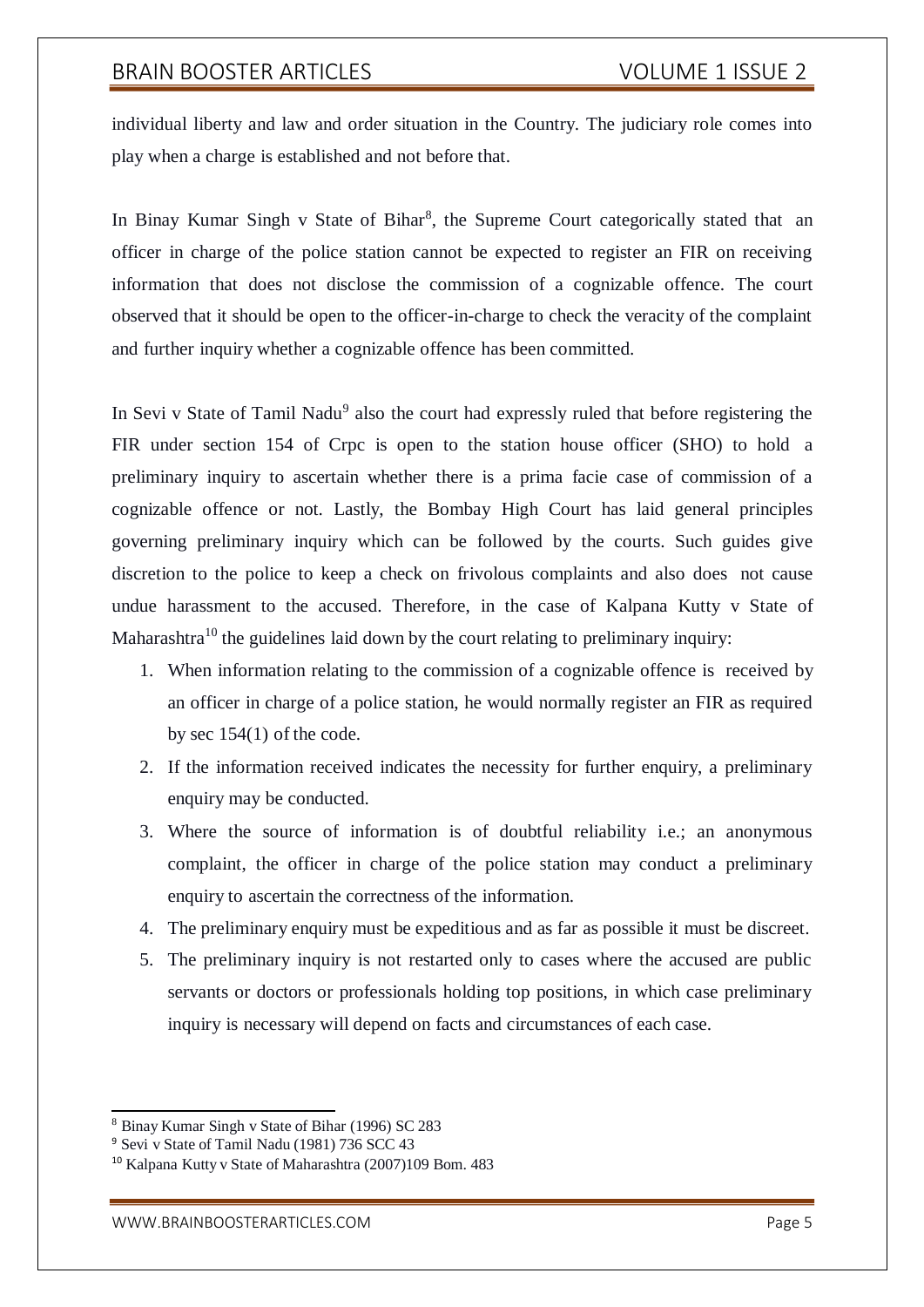individual liberty and law and order situation in the Country. The judiciary role comes into play when a charge is established and not before that.

In Binay Kumar Singh v State of Bihar[8], the Supreme Court categorically stated that an officer in charge of the police station cannot be expected to register an FIR on receiving information that does not disclose the commission of a cognizable offence. The court observed that it should be open to the officer-in-charge to check the veracity of the complaint and further inquiry whether a cognizable offence has been committed.

In Sevi v State of Tamil Nadu[9] also the court had expressly ruled that before registering the FIR under section 154 of Crpc is open to the station house officer (SHO) to hold a preliminary inquiry to ascertain whether there is a prima facie case of commission of a cognizable offence or not. Lastly, the Bombay High Court has laid general principles governing preliminary inquiry which can be followed by the courts. Such guides give discretion to the police to keep a check on frivolous complaints and also does not cause undue harassment to the accused. Therefore, in the case of Kalpana Kutty v State of Maharashtra[10] the guidelines laid down by the court relating to preliminary inquiry:

1. When information relating to the commission of a cognizable offence is received by an officer in charge of a police station, he would normally register an FIR as required by sec 154(1) of the code.
2. If the information received indicates the necessity for further enquiry, a preliminary enquiry may be conducted.
3. Where the source of information is of doubtful reliability i.e.; an anonymous complaint, the officer in charge of the police station may conduct a preliminary enquiry to ascertain the correctness of the information.
4. The preliminary enquiry must be expeditious and as far as possible it must be discreet.
5. The preliminary inquiry is not restarted only to cases where the accused are public servants or doctors or professionals holding top positions, in which case preliminary inquiry is necessary will depend on facts and circumstances of each case.

---

[8] Binay Kumar Singh v State of Bihar (1996) SC 283

[9] Sevi v State of Tamil Nadu (1981) 736 SCC 43

[10] Kalpana Kutty v State of Maharashtra (2007)109 Bom. 483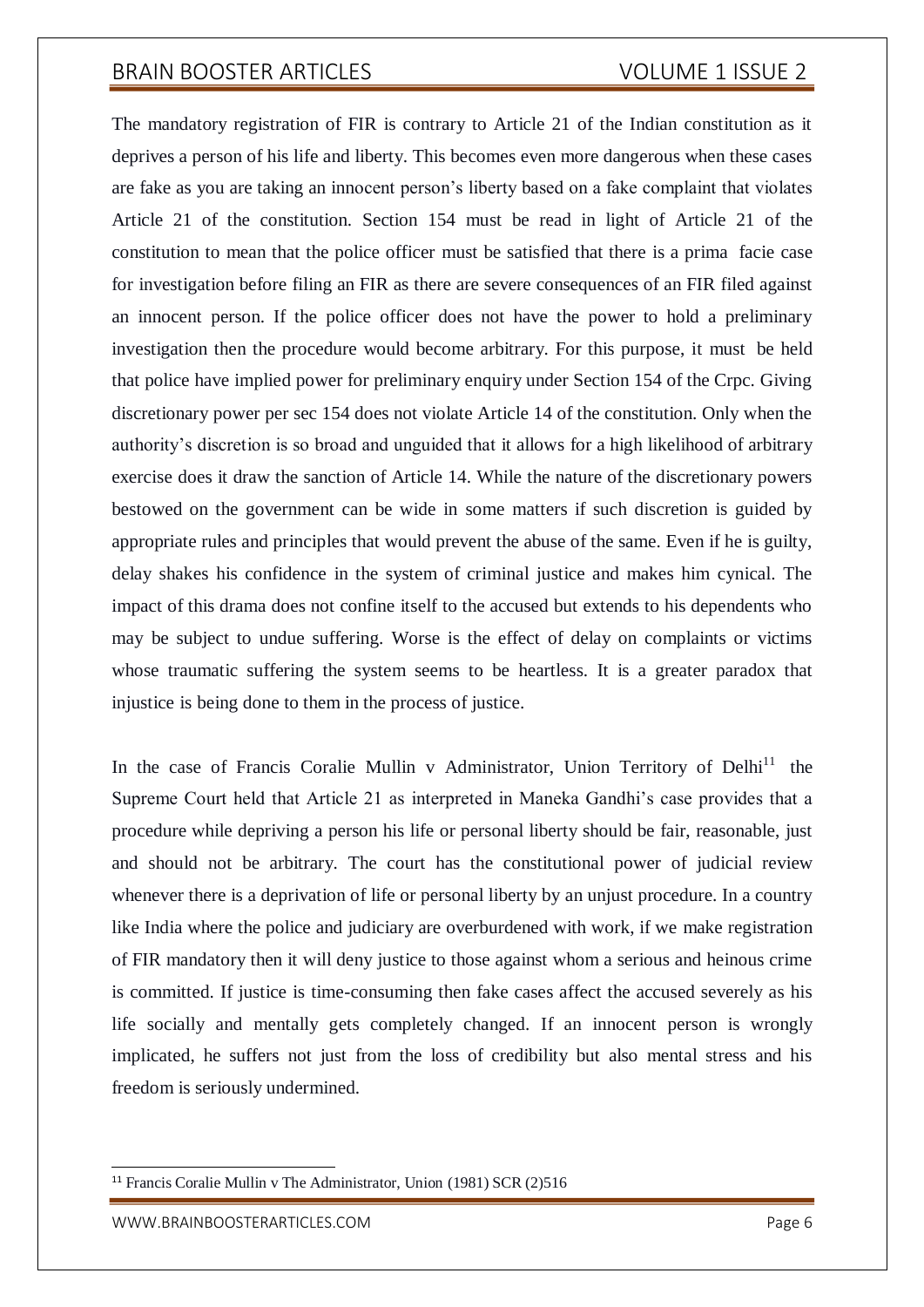The mandatory registration of FIR is contrary to Article 21 of the Indian constitution as it deprives a person of his life and liberty. This becomes even more dangerous when these cases are fake as you are taking an innocent person's liberty based on a fake complaint that violates Article 21 of the constitution. Section 154 must be read in light of Article 21 of the constitution to mean that the police officer must be satisfied that there is a prima facie case for investigation before filing an FIR as there are severe consequences of an FIR filed against an innocent person. If the police officer does not have the power to hold a preliminary investigation then the procedure would become arbitrary. For this purpose, it must be held that police have implied power for preliminary enquiry under Section 154 of the Crpc. Giving discretionary power per sec 154 does not violate Article 14 of the constitution. Only when the authority's discretion is so broad and unguided that it allows for a high likelihood of arbitrary exercise does it draw the sanction of Article 14. While the nature of the discretionary powers bestowed on the government can be wide in some matters if such discretion is guided by appropriate rules and principles that would prevent the abuse of the same. Even if he is guilty, delay shakes his confidence in the system of criminal justice and makes him cynical. The impact of this drama does not confine itself to the accused but extends to his dependents who may be subject to undue suffering. Worse is the effect of delay on complaints or victims whose traumatic suffering the system seems to be heartless. It is a greater paradox that injustice is being done to them in the process of justice.

In the case of Francis Coralie Mullin v Administrator, Union Territory of Delhi[11] the Supreme Court held that Article 21 as interpreted in Maneka Gandhi's case provides that a procedure while depriving a person his life or personal liberty should be fair, reasonable, just and should not be arbitrary. The court has the constitutional power of judicial review whenever there is a deprivation of life or personal liberty by an unjust procedure. In a country like India where the police and judiciary are overburdened with work, if we make registration of FIR mandatory then it will deny justice to those against whom a serious and heinous crime is committed. If justice is time-consuming then fake cases affect the accused severely as his life socially and mentally gets completely changed. If an innocent person is wrongly implicated, he suffers not just from the loss of credibility but also mental stress and his freedom is seriously undermined.

---

[11] Francis Coralie Mullin v The Administrator, Union (1981) SCR (2)516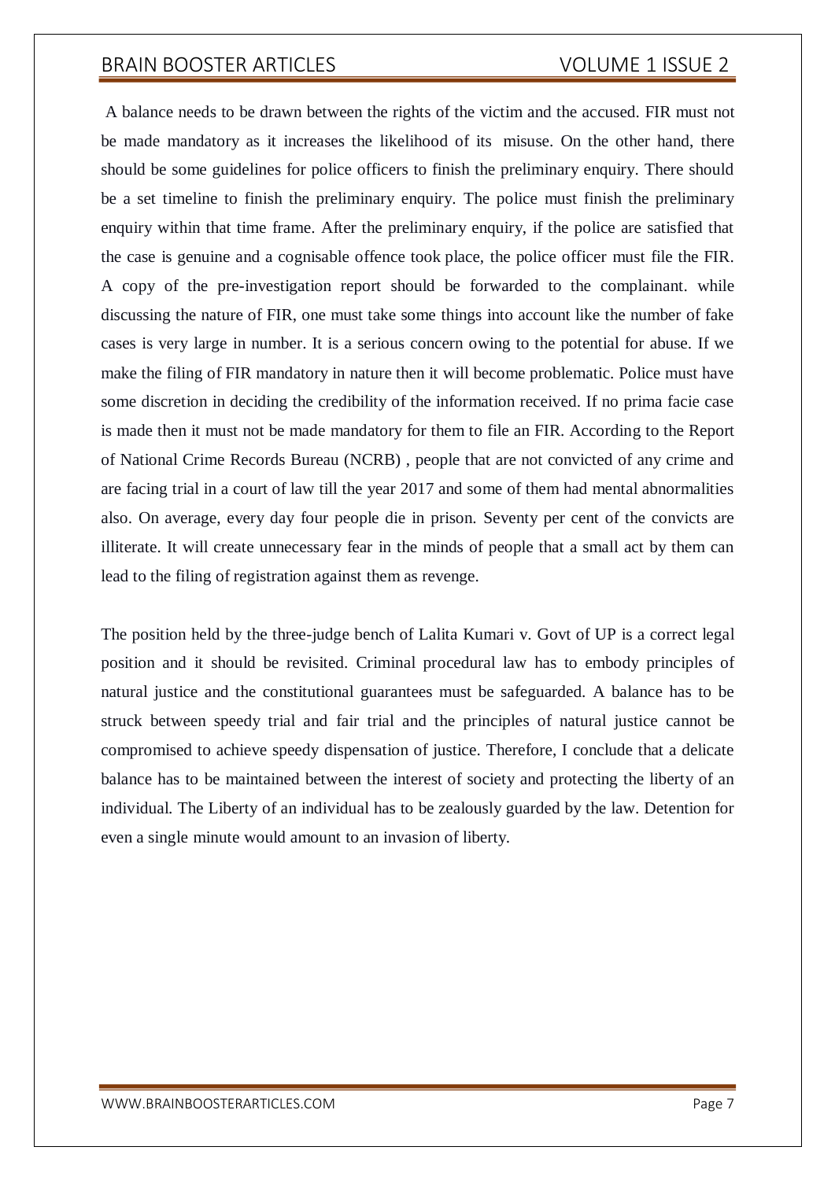A balance needs to be drawn between the rights of the victim and the accused. FIR must not be made mandatory as it increases the likelihood of its misuse. On the other hand, there should be some guidelines for police officers to finish the preliminary enquiry. There should be a set timeline to finish the preliminary enquiry. The police must finish the preliminary enquiry within that time frame. After the preliminary enquiry, if the police are satisfied that the case is genuine and a cognisable offence took place, the police officer must file the FIR. A copy of the pre-investigation report should be forwarded to the complainant. while discussing the nature of FIR, one must take some things into account like the number of fake cases is very large in number. It is a serious concern owing to the potential for abuse. If we make the filing of FIR mandatory in nature then it will become problematic. Police must have some discretion in deciding the credibility of the information received. If no prima facie case is made then it must not be made mandatory for them to file an FIR. According to the Report of National Crime Records Bureau (NCRB) , people that are not convicted of any crime and are facing trial in a court of law till the year 2017 and some of them had mental abnormalities also. On average, every day four people die in prison. Seventy per cent of the convicts are illiterate. It will create unnecessary fear in the minds of people that a small act by them can lead to the filing of registration against them as revenge.

The position held by the three-judge bench of Lalita Kumari v. Govt of UP is a correct legal position and it should be revisited. Criminal procedural law has to embody principles of natural justice and the constitutional guarantees must be safeguarded. A balance has to be struck between speedy trial and fair trial and the principles of natural justice cannot be compromised to achieve speedy dispensation of justice. Therefore, I conclude that a delicate balance has to be maintained between the interest of society and protecting the liberty of an individual. The Liberty of an individual has to be zealously guarded by the law. Detention for even a single minute would amount to an invasion of liberty.